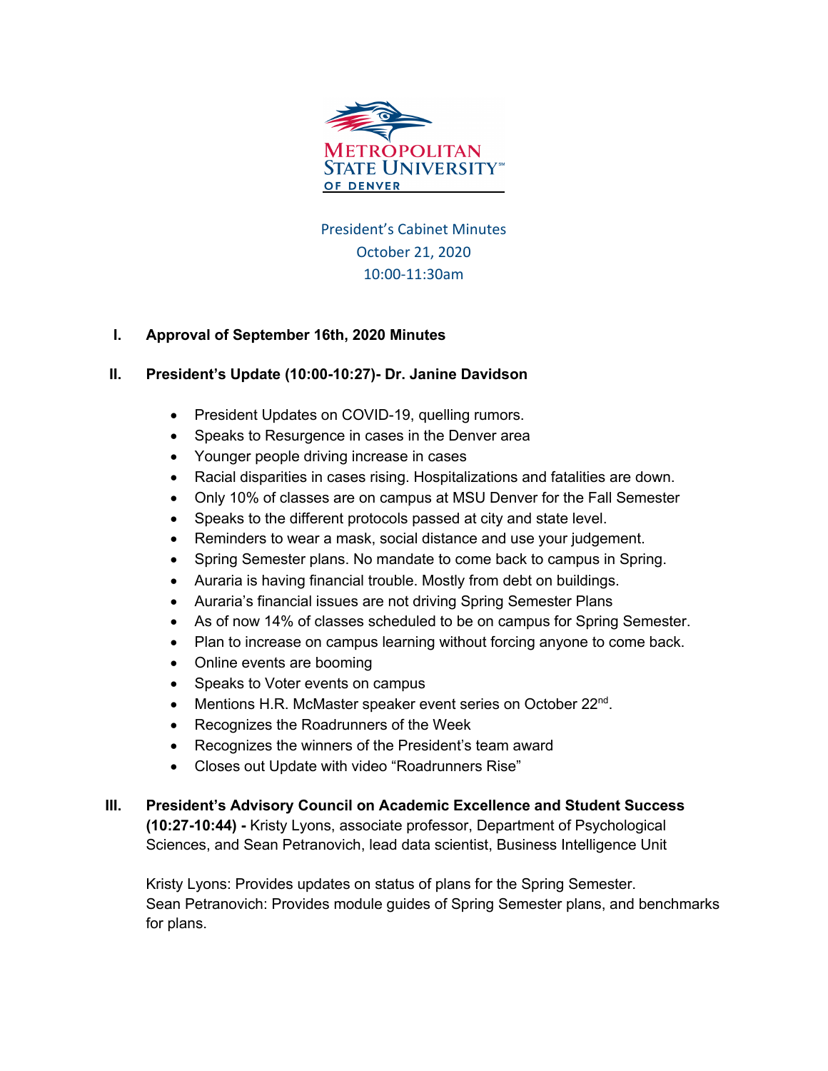Metropolitan State University of Denver

President's Cabinet Minutes
October 21, 2020
10:00-11:30am

**I. Approval of September 16th, 2020 Minutes**

**II. President's Update (10:00-10:27)- Dr. Janine Davidson**

- President Updates on COVID-19, quelling rumors.
- Speaks to Resurgence in cases in the Denver area
- Younger people driving increase in cases
- Racial disparities in cases rising. Hospitalizations and fatalities are down.
- Only 10% of classes are on campus at MSU Denver for the Fall Semester
- Speaks to the different protocols passed at city and state level.
- Reminders to wear a mask, social distance and use your judgement.
- Spring Semester plans. No mandate to come back to campus in Spring.
- Auraria is having financial trouble. Mostly from debt on buildings.
- Auraria's financial issues are not driving Spring Semester Plans
- As of now 14% of classes scheduled to be on campus for Spring Semester.
- Plan to increase on campus learning without forcing anyone to come back.
- Online events are booming
- Speaks to Voter events on campus
- Mentions H.R. McMaster speaker event series on October 22nd.
- Recognizes the Roadrunners of the Week
- Recognizes the winners of the President's team award
- Closes out Update with video "Roadrunners Rise"

**III. President's Advisory Council on Academic Excellence and Student Success (10:27-10:44) -** Kristy Lyons, associate professor, Department of Psychological Sciences, and Sean Petranovich, lead data scientist, Business Intelligence Unit

Kristy Lyons: Provides updates on status of plans for the Spring Semester.
Sean Petranovich: Provides module guides of Spring Semester plans, and benchmarks for plans.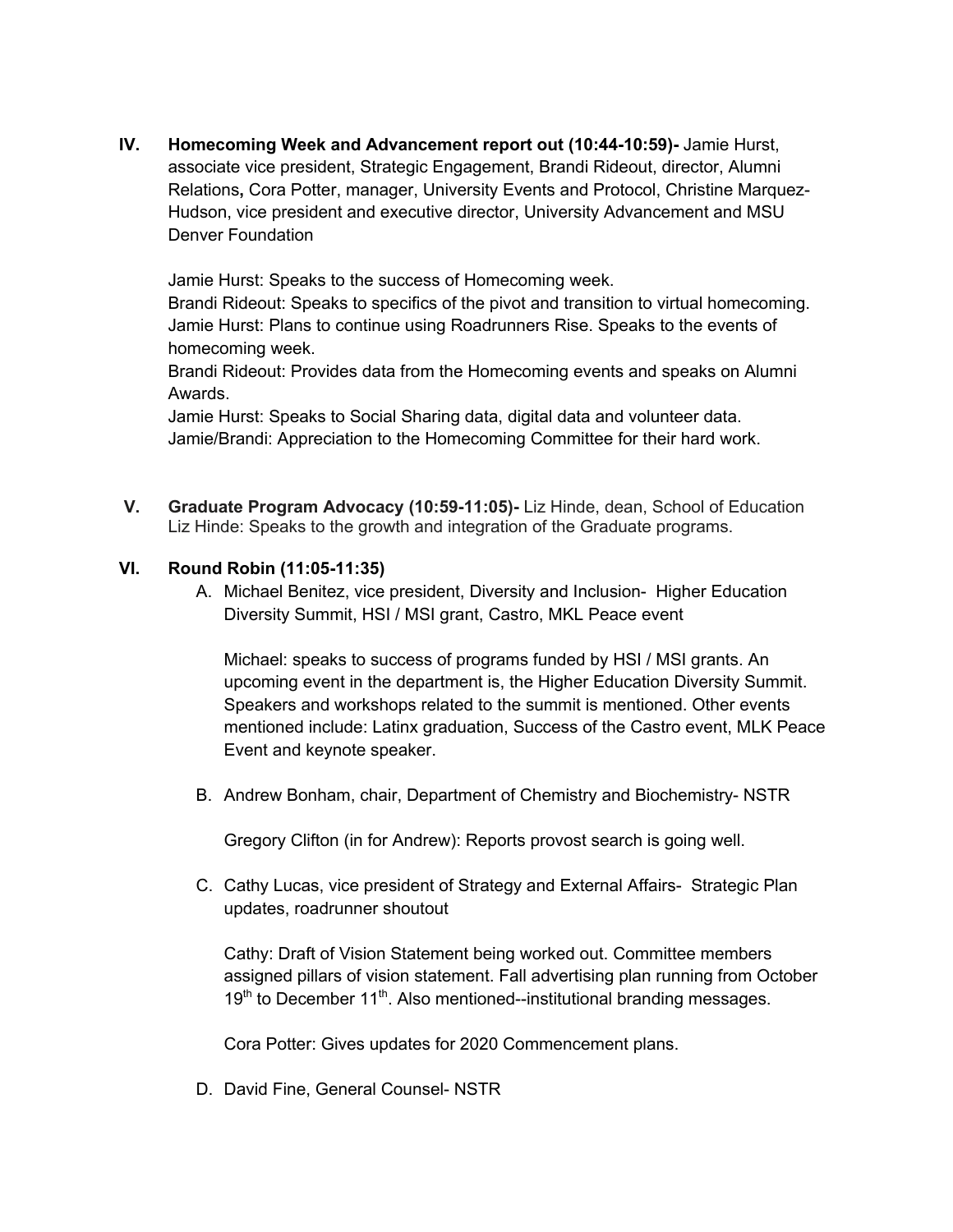IV. **Homecoming Week and Advancement report out (10:44-10:59)-** Jamie Hurst, associate vice president, Strategic Engagement, Brandi Rideout, director, Alumni Relations**,** Cora Potter, manager, University Events and Protocol, Christine Marquez-Hudson, vice president and executive director, University Advancement and MSU Denver Foundation

Jamie Hurst: Speaks to the success of Homecoming week.
Brandi Rideout: Speaks to specifics of the pivot and transition to virtual homecoming.
Jamie Hurst: Plans to continue using Roadrunners Rise. Speaks to the events of homecoming week.
Brandi Rideout: Provides data from the Homecoming events and speaks on Alumni Awards.
Jamie Hurst: Speaks to Social Sharing data, digital data and volunteer data.
Jamie/Brandi: Appreciation to the Homecoming Committee for their hard work.

V. **Graduate Program Advocacy (10:59-11:05)-** Liz Hinde, dean, School of Education
Liz Hinde: Speaks to the growth and integration of the Graduate programs.

VI. **Round Robin (11:05-11:35)**

A. Michael Benitez, vice president, Diversity and Inclusion- Higher Education Diversity Summit, HSI / MSI grant, Castro, MKL Peace event

Michael: speaks to success of programs funded by HSI / MSI grants. An upcoming event in the department is, the Higher Education Diversity Summit. Speakers and workshops related to the summit is mentioned. Other events mentioned include: Latinx graduation, Success of the Castro event, MLK Peace Event and keynote speaker.

B. Andrew Bonham, chair, Department of Chemistry and Biochemistry- NSTR

Gregory Clifton (in for Andrew): Reports provost search is going well.

C. Cathy Lucas, vice president of Strategy and External Affairs- Strategic Plan updates, roadrunner shoutout

Cathy: Draft of Vision Statement being worked out. Committee members assigned pillars of vision statement. Fall advertising plan running from October 19th to December 11th. Also mentioned--institutional branding messages.

Cora Potter: Gives updates for 2020 Commencement plans.

D. David Fine, General Counsel- NSTR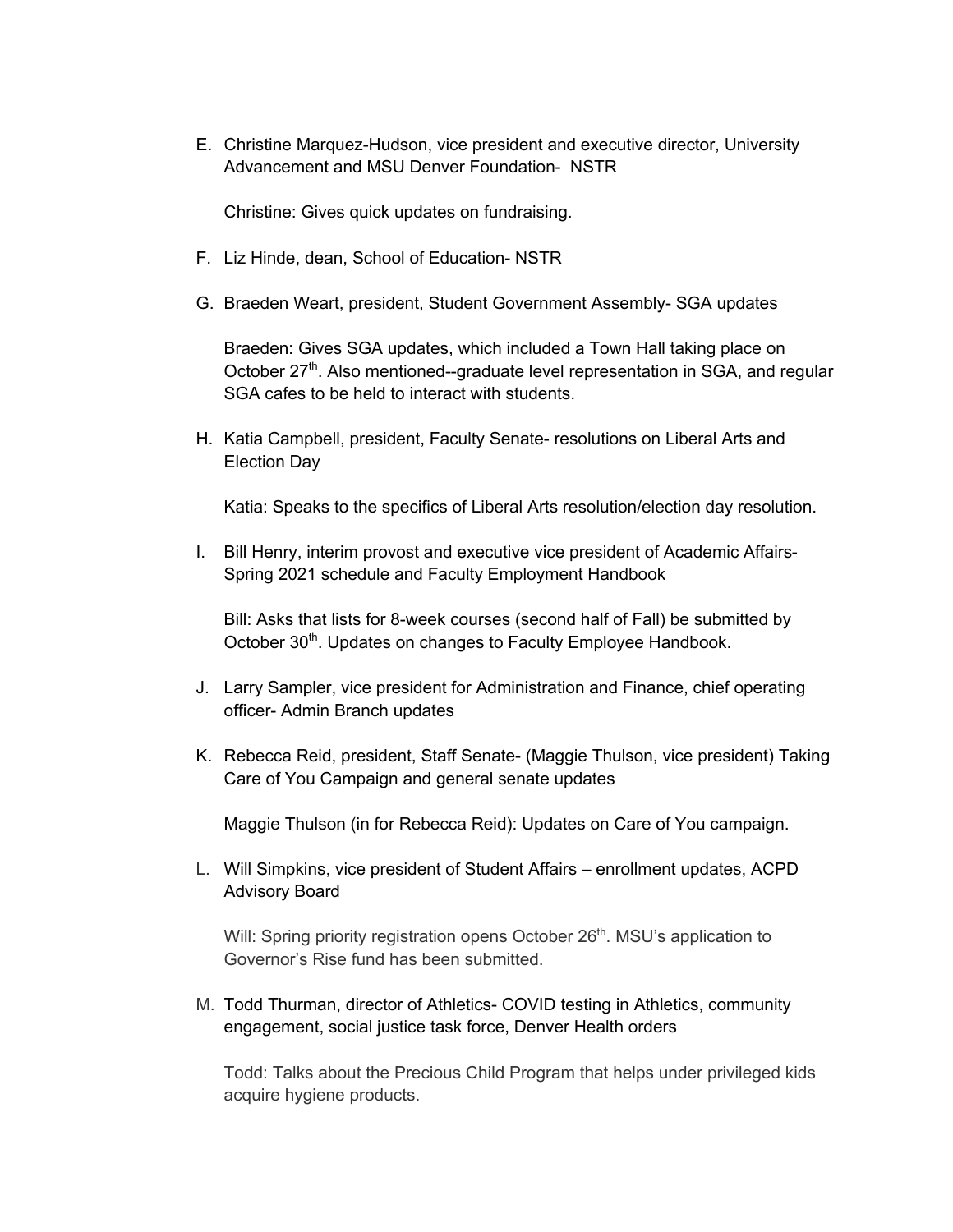E. Christine Marquez-Hudson, vice president and executive director, University Advancement and MSU Denver Foundation- NSTR

   Christine: Gives quick updates on fundraising.

F. Liz Hinde, dean, School of Education- NSTR

G. Braeden Weart, president, Student Government Assembly- SGA updates

   Braeden: Gives SGA updates, which included a Town Hall taking place on October 27th. Also mentioned--graduate level representation in SGA, and regular SGA cafes to be held to interact with students.

H. Katia Campbell, president, Faculty Senate- resolutions on Liberal Arts and Election Day

   Katia: Speaks to the specifics of Liberal Arts resolution/election day resolution.

I. Bill Henry, interim provost and executive vice president of Academic Affairs- Spring 2021 schedule and Faculty Employment Handbook

   Bill: Asks that lists for 8-week courses (second half of Fall) be submitted by October 30th. Updates on changes to Faculty Employee Handbook.

J. Larry Sampler, vice president for Administration and Finance, chief operating officer- Admin Branch updates

K. Rebecca Reid, president, Staff Senate- (Maggie Thulson, vice president) Taking Care of You Campaign and general senate updates

   Maggie Thulson (in for Rebecca Reid): Updates on Care of You campaign.

L. Will Simpkins, vice president of Student Affairs – enrollment updates, ACPD Advisory Board

   Will: Spring priority registration opens October 26th. MSU's application to Governor's Rise fund has been submitted.

M. Todd Thurman, director of Athletics- COVID testing in Athletics, community engagement, social justice task force, Denver Health orders

   Todd: Talks about the Precious Child Program that helps under privileged kids acquire hygiene products.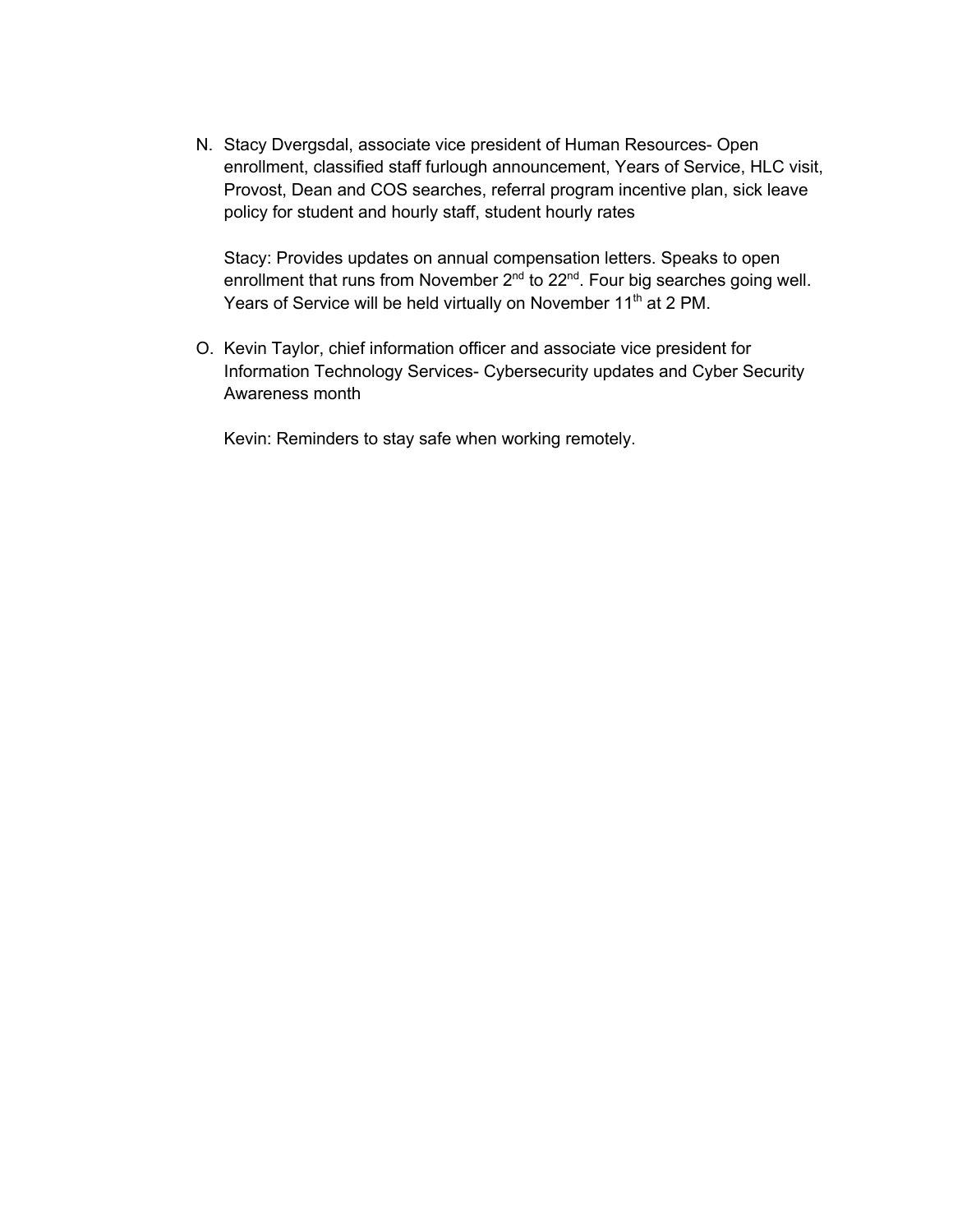N. Stacy Dvergsdal, associate vice president of Human Resources- Open enrollment, classified staff furlough announcement, Years of Service, HLC visit, Provost, Dean and COS searches, referral program incentive plan, sick leave policy for student and hourly staff, student hourly rates

   Stacy: Provides updates on annual compensation letters. Speaks to open enrollment that runs from November 2nd to 22nd. Four big searches going well. Years of Service will be held virtually on November 11th at 2 PM.

O. Kevin Taylor, chief information officer and associate vice president for Information Technology Services- Cybersecurity updates and Cyber Security Awareness month

   Kevin: Reminders to stay safe when working remotely.